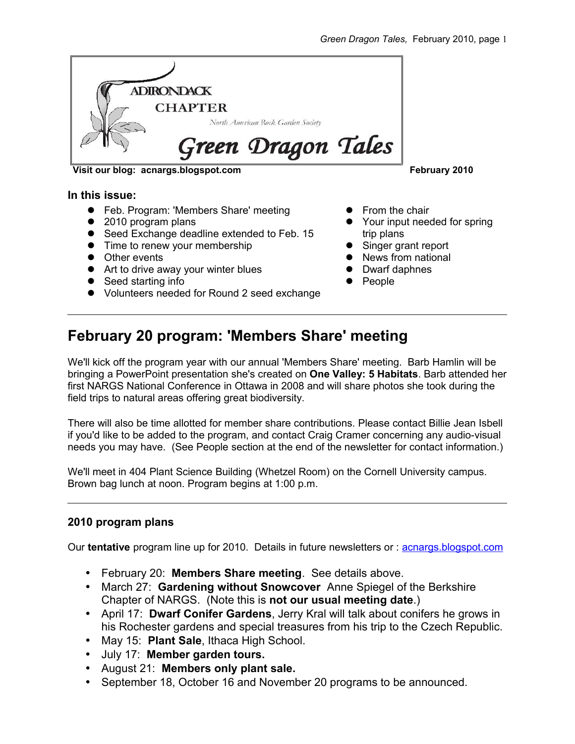ADIRONDACK CHAPTER

North American Rock Garden Society

# Green Dragon Tales

**Visit our blog: acnargs.blogspot.com** **February 2010**

### In this issue:

- Feb. Program: 'Members Share' meeting
- 2010 program plans
- Seed Exchange deadline extended to Feb. 15
- Time to renew your membership
- Other events
- Art to drive away your winter blues
- Seed starting info
- Volunteers needed for Round 2 seed exchange
- From the chair
- Your input needed for spring trip plans
- Singer grant report
- News from national
- Dwarf daphnes
- People

---

## February 20 program: 'Members Share' meeting

We'll kick off the program year with our annual 'Members Share' meeting. Barb Hamlin will be bringing a PowerPoint presentation she's created on **One Valley: 5 Habitats**. Barb attended her first NARGS National Conference in Ottawa in 2008 and will share photos she took during the field trips to natural areas offering great biodiversity.

There will also be time allotted for member share contributions. Please contact Billie Jean Isbell if you'd like to be added to the program, and contact Craig Cramer concerning any audio-visual needs you may have. (See People section at the end of the newsletter for contact information.)

We'll meet in 404 Plant Science Building (Whetzel Room) on the Cornell University campus. Brown bag lunch at noon. Program begins at 1:00 p.m.

---

### 2010 program plans

Our **tentative** program line up for 2010. Details in future newsletters or : acnargs.blogspot.com

- February 20: **Members Share meeting**. See details above.
- March 27: **Gardening without Snowcover** Anne Spiegel of the Berkshire Chapter of NARGS. (Note this is **not our usual meeting date**.)
- April 17: **Dwarf Conifer Gardens**, Jerry Kral will talk about conifers he grows in his Rochester gardens and special treasures from his trip to the Czech Republic.
- May 15: **Plant Sale**, Ithaca High School.
- July 17: **Member garden tours.**
- August 21: **Members only plant sale.**
- September 18, October 16 and November 20 programs to be announced.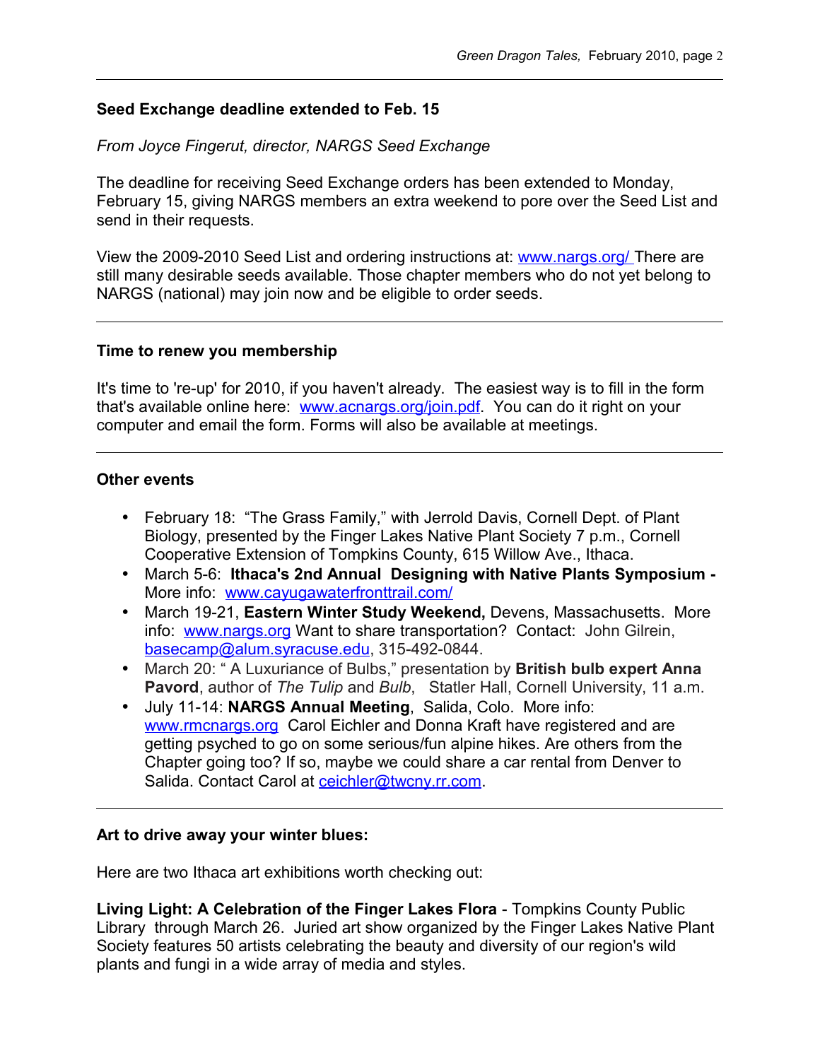### Seed Exchange deadline extended to Feb. 15

*From Joyce Fingerut, director, NARGS Seed Exchange*

The deadline for receiving Seed Exchange orders has been extended to Monday, February 15, giving NARGS members an extra weekend to pore over the Seed List and send in their requests.

View the 2009-2010 Seed List and ordering instructions at: www.nargs.org/ There are still many desirable seeds available. Those chapter members who do not yet belong to NARGS (national) may join now and be eligible to order seeds.

---

### Time to renew you membership

It's time to 're-up' for 2010, if you haven't already. The easiest way is to fill in the form that's available online here: www.acnargs.org/join.pdf. You can do it right on your computer and email the form. Forms will also be available at meetings.

---

### Other events

- February 18: "The Grass Family," with Jerrold Davis, Cornell Dept. of Plant Biology, presented by the Finger Lakes Native Plant Society 7 p.m., Cornell Cooperative Extension of Tompkins County, 615 Willow Ave., Ithaca.
- March 5-6: **Ithaca's 2nd Annual Designing with Native Plants Symposium -** More info: www.cayugawaterfronttrail.com/
- March 19-21, **Eastern Winter Study Weekend,** Devens, Massachusetts. More info: www.nargs.org Want to share transportation? Contact: John Gilrein, basecamp@alum.syracuse.edu, 315-492-0844.
- March 20: " A Luxuriance of Bulbs," presentation by **British bulb expert Anna Pavord**, author of *The Tulip* and *Bulb*, Statler Hall, Cornell University, 11 a.m.
- July 11-14: **NARGS Annual Meeting**, Salida, Colo. More info: www.rmcnargs.org Carol Eichler and Donna Kraft have registered and are getting psyched to go on some serious/fun alpine hikes. Are others from the Chapter going too? If so, maybe we could share a car rental from Denver to Salida. Contact Carol at ceichler@twcny.rr.com.

---

### Art to drive away your winter blues:

Here are two Ithaca art exhibitions worth checking out:

**Living Light: A Celebration of the Finger Lakes Flora** - Tompkins County Public Library through March 26. Juried art show organized by the Finger Lakes Native Plant Society features 50 artists celebrating the beauty and diversity of our region's wild plants and fungi in a wide array of media and styles.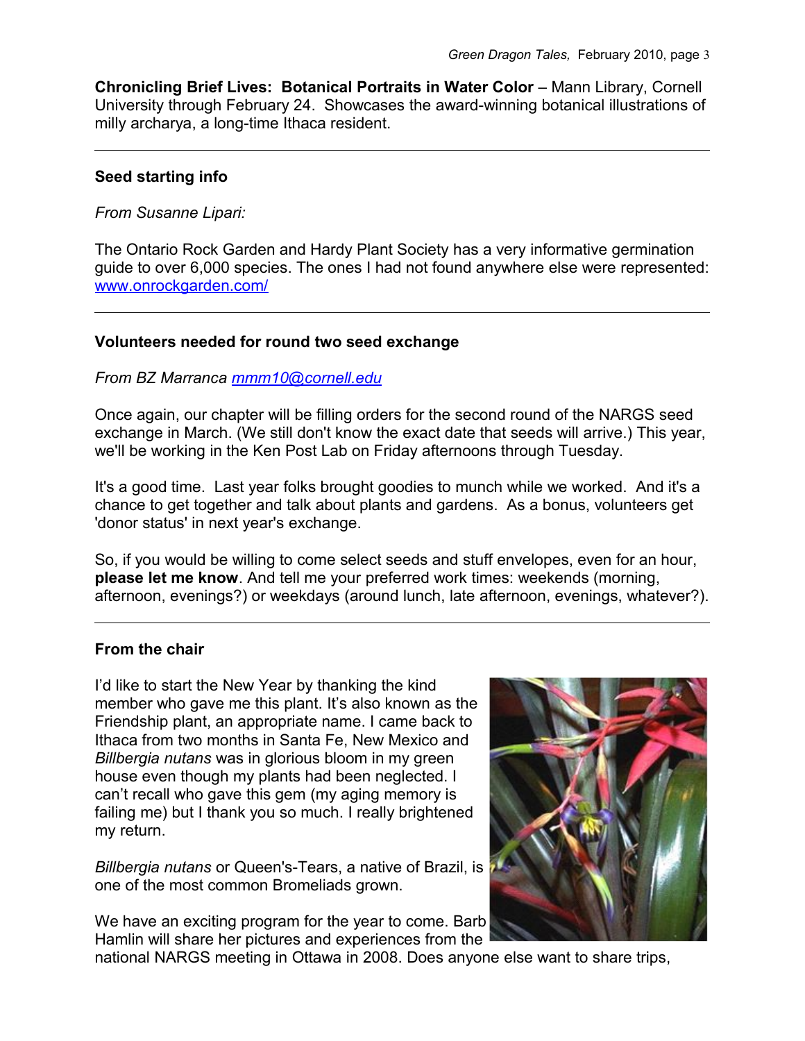**Chronicling Brief Lives: Botanical Portraits in Water Color** – Mann Library, Cornell University through February 24. Showcases the award-winning botanical illustrations of milly archarya, a long-time Ithaca resident.

---

**Seed starting info**

*From Susanne Lipari:*

The Ontario Rock Garden and Hardy Plant Society has a very informative germination guide to over 6,000 species. The ones I had not found anywhere else were represented: [www.onrockgarden.com/](www.onrockgarden.com/)

---

**Volunteers needed for round two seed exchange**

*From BZ Marranca [mmm10@cornell.edu](mailto:mmm10@cornell.edu)*

Once again, our chapter will be filling orders for the second round of the NARGS seed exchange in March. (We still don't know the exact date that seeds will arrive.) This year, we'll be working in the Ken Post Lab on Friday afternoons through Tuesday.

It's a good time. Last year folks brought goodies to munch while we worked. And it's a chance to get together and talk about plants and gardens. As a bonus, volunteers get 'donor status' in next year's exchange.

So, if you would be willing to come select seeds and stuff envelopes, even for an hour, **please let me know**. And tell me your preferred work times: weekends (morning, afternoon, evenings?) or weekdays (around lunch, late afternoon, evenings, whatever?).

---

**From the chair**

I'd like to start the New Year by thanking the kind member who gave me this plant. It's also known as the Friendship plant, an appropriate name. I came back to Ithaca from two months in Santa Fe, New Mexico and *Billbergia nutans* was in glorious bloom in my green house even though my plants had been neglected. I can't recall who gave this gem (my aging memory is failing me) but I thank you so much. I really brightened my return.

*Billbergia nutans* or Queen's-Tears, a native of Brazil, is one of the most common Bromeliads grown.

We have an exciting program for the year to come. Barb Hamlin will share her pictures and experiences from the national NARGS meeting in Ottawa in 2008. Does anyone else want to share trips,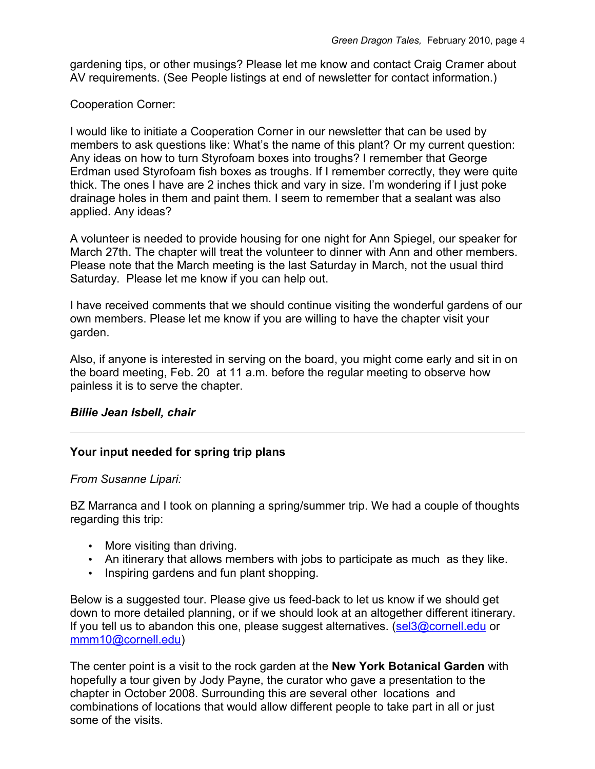gardening tips, or other musings? Please let me know and contact Craig Cramer about AV requirements. (See People listings at end of newsletter for contact information.)

Cooperation Corner:

I would like to initiate a Cooperation Corner in our newsletter that can be used by members to ask questions like: What's the name of this plant? Or my current question: Any ideas on how to turn Styrofoam boxes into troughs? I remember that George Erdman used Styrofoam fish boxes as troughs. If I remember correctly, they were quite thick. The ones I have are 2 inches thick and vary in size. I'm wondering if I just poke drainage holes in them and paint them. I seem to remember that a sealant was also applied. Any ideas?

A volunteer is needed to provide housing for one night for Ann Spiegel, our speaker for March 27th. The chapter will treat the volunteer to dinner with Ann and other members. Please note that the March meeting is the last Saturday in March, not the usual third Saturday. Please let me know if you can help out.

I have received comments that we should continue visiting the wonderful gardens of our own members. Please let me know if you are willing to have the chapter visit your garden.

Also, if anyone is interested in serving on the board, you might come early and sit in on the board meeting, Feb. 20 at 11 a.m. before the regular meeting to observe how painless it is to serve the chapter.

***Billie Jean Isbell, chair***

---

**Your input needed for spring trip plans**

*From Susanne Lipari:*

BZ Marranca and I took on planning a spring/summer trip. We had a couple of thoughts regarding this trip:

- More visiting than driving.
- An itinerary that allows members with jobs to participate as much as they like.
- Inspiring gardens and fun plant shopping.

Below is a suggested tour. Please give us feed-back to let us know if we should get down to more detailed planning, or if we should look at an altogether different itinerary. If you tell us to abandon this one, please suggest alternatives. (sel3@cornell.edu or mmm10@cornell.edu)

The center point is a visit to the rock garden at the **New York Botanical Garden** with hopefully a tour given by Jody Payne, the curator who gave a presentation to the chapter in October 2008. Surrounding this are several other locations and combinations of locations that would allow different people to take part in all or just some of the visits.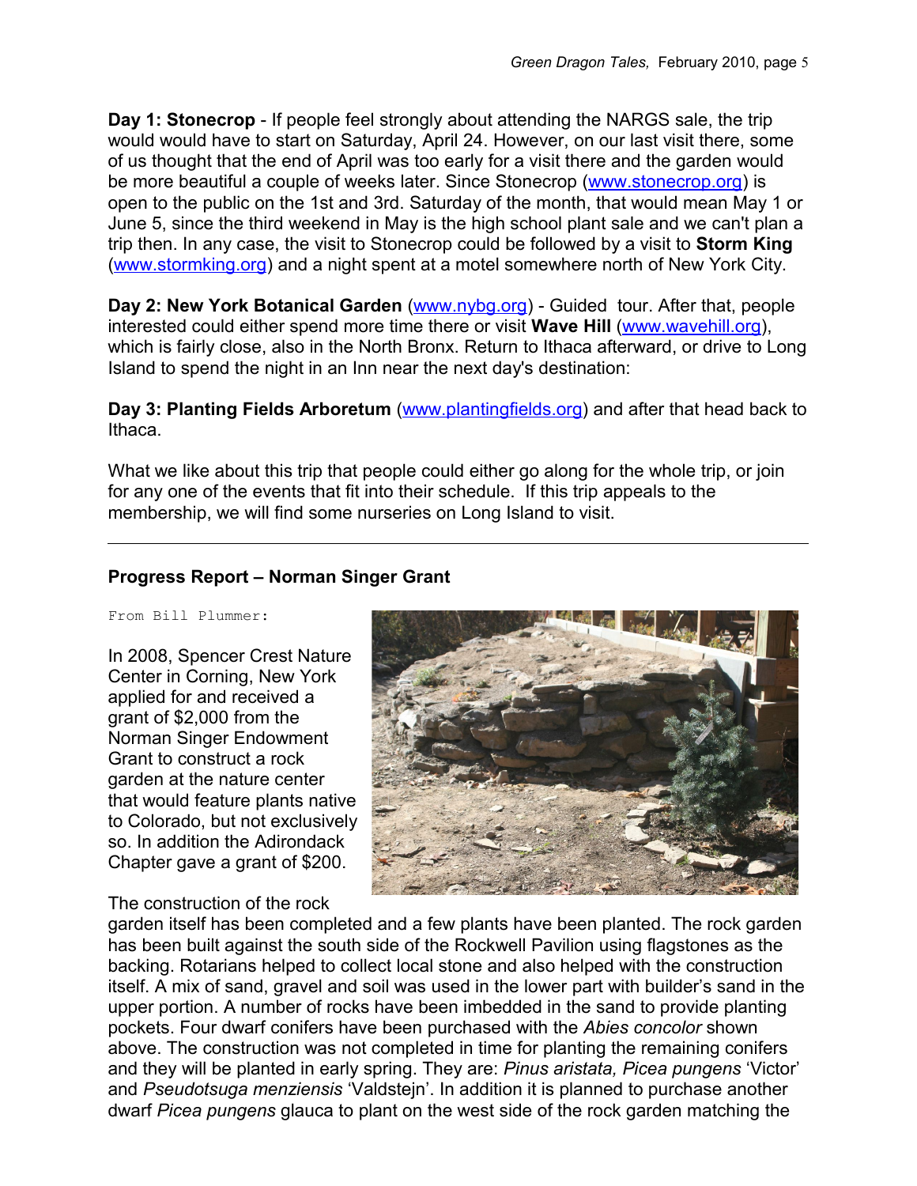**Day 1: Stonecrop** - If people feel strongly about attending the NARGS sale, the trip would would have to start on Saturday, April 24. However, on our last visit there, some of us thought that the end of April was too early for a visit there and the garden would be more beautiful a couple of weeks later. Since Stonecrop (www.stonecrop.org) is open to the public on the 1st and 3rd. Saturday of the month, that would mean May 1 or June 5, since the third weekend in May is the high school plant sale and we can't plan a trip then. In any case, the visit to Stonecrop could be followed by a visit to **Storm King** (www.stormking.org) and a night spent at a motel somewhere north of New York City.

**Day 2: New York Botanical Garden** (www.nybg.org) - Guided tour. After that, people interested could either spend more time there or visit **Wave Hill** (www.wavehill.org), which is fairly close, also in the North Bronx. Return to Ithaca afterward, or drive to Long Island to spend the night in an Inn near the next day's destination:

**Day 3: Planting Fields Arboretum** (www.plantingfields.org) and after that head back to Ithaca.

What we like about this trip that people could either go along for the whole trip, or join for any one of the events that fit into their schedule. If this trip appeals to the membership, we will find some nurseries on Long Island to visit.

---

## Progress Report – Norman Singer Grant

From Bill Plummer:

In 2008, Spencer Crest Nature Center in Corning, New York applied for and received a grant of $2,000 from the Norman Singer Endowment Grant to construct a rock garden at the nature center that would feature plants native to Colorado, but not exclusively so. In addition the Adirondack Chapter gave a grant of $200.

The construction of the rock garden itself has been completed and a few plants have been planted. The rock garden has been built against the south side of the Rockwell Pavilion using flagstones as the backing. Rotarians helped to collect local stone and also helped with the construction itself. A mix of sand, gravel and soil was used in the lower part with builder's sand in the upper portion. A number of rocks have been imbedded in the sand to provide planting pockets. Four dwarf conifers have been purchased with the *Abies concolor* shown above. The construction was not completed in time for planting the remaining conifers and they will be planted in early spring. They are: *Pinus aristata, Picea pungens* 'Victor' and *Pseudotsuga menziensis* 'Valdstejn'. In addition it is planned to purchase another dwarf *Picea pungens* glauca to plant on the west side of the rock garden matching the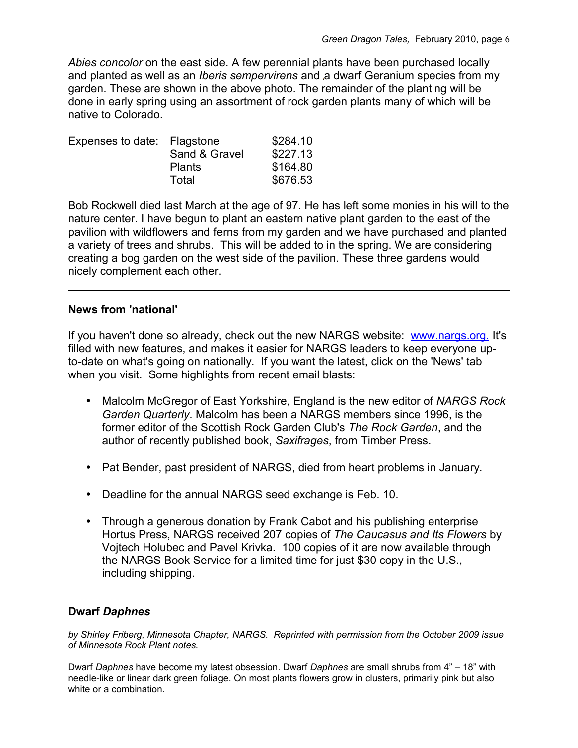*Abies concolor* on the east side. A few perennial plants have been purchased locally and planted as well as an *Iberis sempervirens* and a dwarf Geranium species from my garden. These are shown in the above photo. The remainder of the planting will be done in early spring using an assortment of rock garden plants many of which will be native to Colorado.

| Expenses to date: | Flagstone | $284.10 |
|---|---|---|
| | Sand & Gravel | $227.13 |
| | Plants | $164.80 |
| | Total | $676.53 |

Bob Rockwell died last March at the age of 97. He has left some monies in his will to the nature center. I have begun to plant an eastern native plant garden to the east of the pavilion with wildflowers and ferns from my garden and we have purchased and planted a variety of trees and shrubs. This will be added to in the spring. We are considering creating a bog garden on the west side of the pavilion. These three gardens would nicely complement each other.

---

**News from 'national'**

If you haven't done so already, check out the new NARGS website: www.nargs.org. It's filled with new features, and makes it easier for NARGS leaders to keep everyone up-to-date on what's going on nationally. If you want the latest, click on the 'News' tab when you visit. Some highlights from recent email blasts:

- Malcolm McGregor of East Yorkshire, England is the new editor of *NARGS Rock Garden Quarterly*. Malcolm has been a NARGS members since 1996, is the former editor of the Scottish Rock Garden Club's *The Rock Garden*, and the author of recently published book, *Saxifrages*, from Timber Press.
- Pat Bender, past president of NARGS, died from heart problems in January.
- Deadline for the annual NARGS seed exchange is Feb. 10.
- Through a generous donation by Frank Cabot and his publishing enterprise Hortus Press, NARGS received 207 copies of *The Caucasus and Its Flowers* by Vojtech Holubec and Pavel Krivka. 100 copies of it are now available through the NARGS Book Service for a limited time for just $30 copy in the U.S., including shipping.

---

**Dwarf *Daphnes***

*by Shirley Friberg, Minnesota Chapter, NARGS. Reprinted with permission from the October 2009 issue of Minnesota Rock Plant notes.*

Dwarf *Daphnes* have become my latest obsession. Dwarf *Daphnes* are small shrubs from 4" – 18" with needle-like or linear dark green foliage. On most plants flowers grow in clusters, primarily pink but also white or a combination.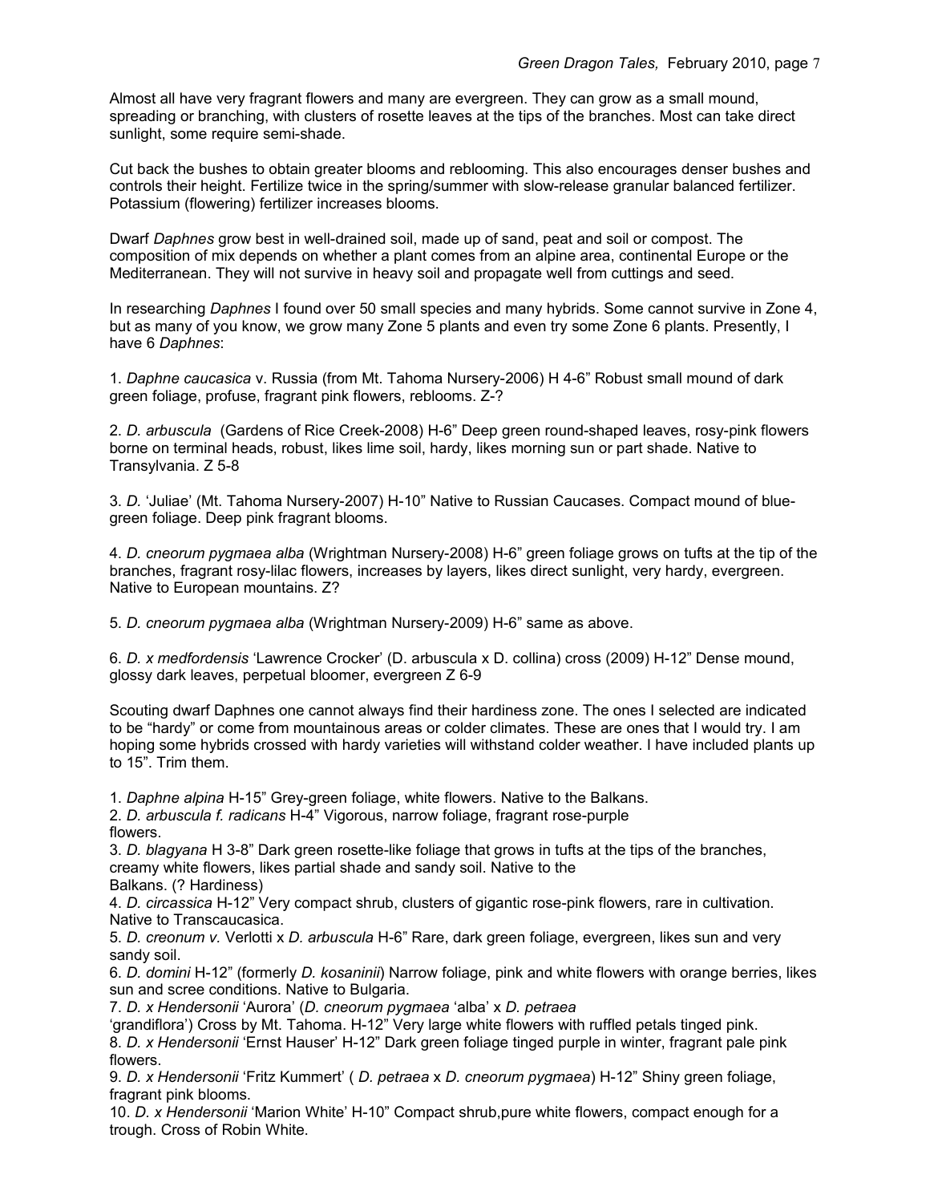Almost all have very fragrant flowers and many are evergreen. They can grow as a small mound, spreading or branching, with clusters of rosette leaves at the tips of the branches. Most can take direct sunlight, some require semi-shade.

Cut back the bushes to obtain greater blooms and reblooming. This also encourages denser bushes and controls their height. Fertilize twice in the spring/summer with slow-release granular balanced fertilizer. Potassium (flowering) fertilizer increases blooms.

Dwarf *Daphnes* grow best in well-drained soil, made up of sand, peat and soil or compost. The composition of mix depends on whether a plant comes from an alpine area, continental Europe or the Mediterranean. They will not survive in heavy soil and propagate well from cuttings and seed.

In researching *Daphnes* I found over 50 small species and many hybrids. Some cannot survive in Zone 4, but as many of you know, we grow many Zone 5 plants and even try some Zone 6 plants. Presently, I have 6 *Daphnes*:

1. *Daphne caucasica* v. Russia (from Mt. Tahoma Nursery-2006) H 4-6" Robust small mound of dark green foliage, profuse, fragrant pink flowers, reblooms. Z-?

2. *D. arbuscula* (Gardens of Rice Creek-2008) H-6" Deep green round-shaped leaves, rosy-pink flowers borne on terminal heads, robust, likes lime soil, hardy, likes morning sun or part shade. Native to Transylvania. Z 5-8

3. *D.* 'Juliae' (Mt. Tahoma Nursery-2007) H-10" Native to Russian Caucases. Compact mound of blue-green foliage. Deep pink fragrant blooms.

4. *D. cneorum pygmaea alba* (Wrightman Nursery-2008) H-6" green foliage grows on tufts at the tip of the branches, fragrant rosy-lilac flowers, increases by layers, likes direct sunlight, very hardy, evergreen. Native to European mountains. Z?

5. *D. cneorum pygmaea alba* (Wrightman Nursery-2009) H-6" same as above.

6. *D. x medfordensis* 'Lawrence Crocker' (D. arbuscula x D. collina) cross (2009) H-12" Dense mound, glossy dark leaves, perpetual bloomer, evergreen Z 6-9

Scouting dwarf Daphnes one cannot always find their hardiness zone. The ones I selected are indicated to be "hardy" or come from mountainous areas or colder climates. These are ones that I would try. I am hoping some hybrids crossed with hardy varieties will withstand colder weather. I have included plants up to 15". Trim them.

1. *Daphne alpina* H-15" Grey-green foliage, white flowers. Native to the Balkans.
2. *D. arbuscula f. radicans* H-4" Vigorous, narrow foliage, fragrant rose-purple flowers.
3. *D. blagyana* H 3-8" Dark green rosette-like foliage that grows in tufts at the tips of the branches, creamy white flowers, likes partial shade and sandy soil. Native to the Balkans. (? Hardiness)
4. *D. circassica* H-12" Very compact shrub, clusters of gigantic rose-pink flowers, rare in cultivation. Native to Transcaucasica.
5. *D. creonum v.* Verlotti x *D. arbuscula* H-6" Rare, dark green foliage, evergreen, likes sun and very sandy soil.
6. *D. domini* H-12" (formerly *D. kosaninii*) Narrow foliage, pink and white flowers with orange berries, likes sun and scree conditions. Native to Bulgaria.
7. *D. x Hendersonii* 'Aurora' (*D. cneorum pygmaea* 'alba' x *D. petraea* 'grandiflora') Cross by Mt. Tahoma. H-12" Very large white flowers with ruffled petals tinged pink.
8. *D. x Hendersonii* 'Ernst Hauser' H-12" Dark green foliage tinged purple in winter, fragrant pale pink flowers.
9. *D. x Hendersonii* 'Fritz Kummert' ( *D. petraea* x *D. cneorum pygmaea*) H-12" Shiny green foliage, fragrant pink blooms.
10. *D. x Hendersonii* 'Marion White' H-10" Compact shrub,pure white flowers, compact enough for a trough. Cross of Robin White.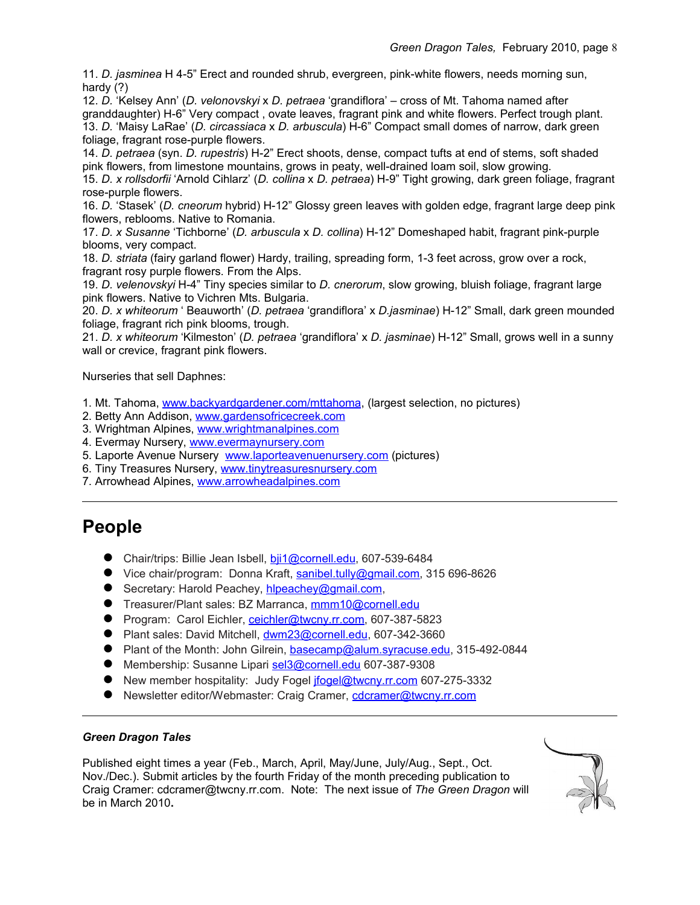11. *D. jasminea* H 4-5" Erect and rounded shrub, evergreen, pink-white flowers, needs morning sun, hardy (?)
12. *D.* 'Kelsey Ann' (*D. velonovskyi* x *D. petraea* 'grandiflora' – cross of Mt. Tahoma named after granddaughter) H-6" Very compact , ovate leaves, fragrant pink and white flowers. Perfect trough plant.
13. *D.* 'Maisy LaRae' (*D. circassiaca* x *D. arbuscula*) H-6" Compact small domes of narrow, dark green foliage, fragrant rose-purple flowers.
14. *D. petraea* (syn. *D. rupestris*) H-2" Erect shoots, dense, compact tufts at end of stems, soft shaded pink flowers, from limestone mountains, grows in peaty, well-drained loam soil, slow growing.
15. *D. x rollsdorfii* 'Arnold Cihlarz' (*D. collina* x *D. petraea*) H-9" Tight growing, dark green foliage, fragrant rose-purple flowers.
16. *D.* 'Stasek' (*D. cneorum* hybrid) H-12" Glossy green leaves with golden edge, fragrant large deep pink flowers, reblooms. Native to Romania.
17. *D. x Susanne* 'Tichborne' (*D. arbuscula* x *D. collina*) H-12" Domeshaped habit, fragrant pink-purple blooms, very compact.
18. *D. striata* (fairy garland flower) Hardy, trailing, spreading form, 1-3 feet across, grow over a rock, fragrant rosy purple flowers. From the Alps.
19. *D. velenovskyi* H-4" Tiny species similar to *D. cnerorum*, slow growing, bluish foliage, fragrant large pink flowers. Native to Vichren Mts. Bulgaria.
20. *D. x whiteorum* ' Beauworth' (*D. petraea* 'grandiflora' x *D.jasminae*) H-12" Small, dark green mounded foliage, fragrant rich pink blooms, trough.
21. *D. x whiteorum* 'Kilmeston' (*D. petraea* 'grandiflora' x *D. jasminae*) H-12" Small, grows well in a sunny wall or crevice, fragrant pink flowers.

Nurseries that sell Daphnes:

1. Mt. Tahoma, www.backyardgardener.com/mttahoma, (largest selection, no pictures)
2. Betty Ann Addison, www.gardensofricecreek.com
3. Wrightman Alpines, www.wrightmanalpines.com
4. Evermay Nursery, www.evermaynursery.com
5. Laporte Avenue Nursery www.laporteavenuenursery.com (pictures)
6. Tiny Treasures Nursery, www.tinytreasuresnursery.com
7. Arrowhead Alpines, www.arrowheadalpines.com

---

# People

- Chair/trips: Billie Jean Isbell, bji1@cornell.edu, 607-539-6484
- Vice chair/program: Donna Kraft, sanibel.tully@gmail.com, 315 696-8626
- Secretary: Harold Peachey, hlpeachey@gmail.com,
- Treasurer/Plant sales: BZ Marranca, mmm10@cornell.edu
- Program: Carol Eichler, ceichler@twcny.rr.com, 607-387-5823
- Plant sales: David Mitchell, dwm23@cornell.edu, 607-342-3660
- Plant of the Month: John Gilrein, basecamp@alum.syracuse.edu, 315-492-0844
- Membership: Susanne Lipari sel3@cornell.edu 607-387-9308
- New member hospitality: Judy Fogel jfogel@twcny.rr.com 607-275-3332
- Newsletter editor/Webmaster: Craig Cramer, cdcramer@twcny.rr.com

---

***Green Dragon Tales***

Published eight times a year (Feb., March, April, May/June, July/Aug., Sept., Oct. Nov./Dec.). Submit articles by the fourth Friday of the month preceding publication to Craig Cramer: cdcramer@twcny.rr.com. Note: The next issue of *The Green Dragon* will be in March 2010**.**